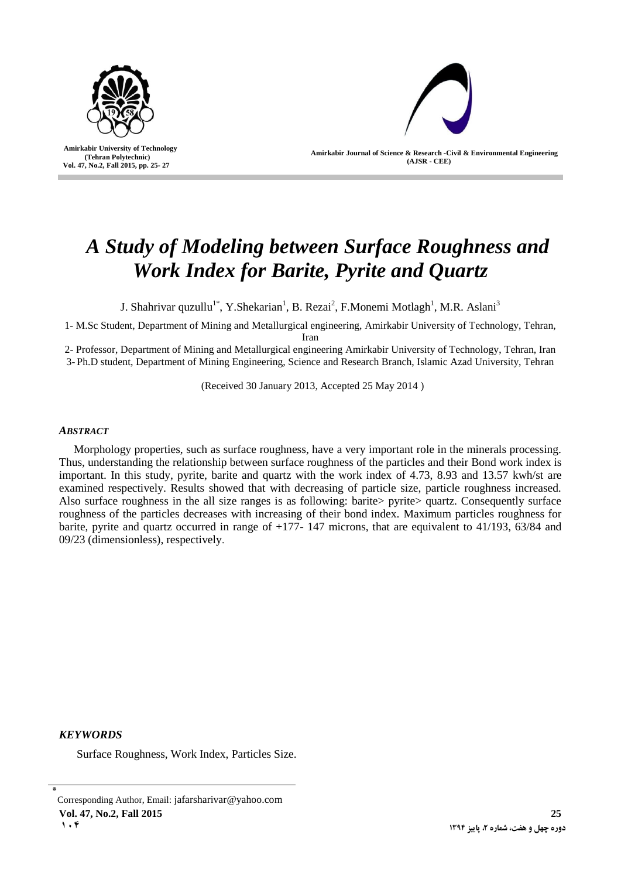# *A Study of Modeling between Surface Roughness and Work Index for Barite, Pyrite and Quartz*

J. Shahrivar quzullu[1*], Y.Shekarian[1], B. Rezai[2], F.Monemi Motlagh[1], M.R. Aslani[3]

1- M.Sc Student, Department of Mining and Metallurgical engineering, Amirkabir University of Technology, Tehran, Iran

2- Professor, Department of Mining and Metallurgical engineering Amirkabir University of Technology, Tehran, Iran

3- Ph.D student, Department of Mining Engineering, Science and Research Branch, Islamic Azad University, Tehran

(Received 30 January 2013, Accepted 25 May 2014 )

## *ABSTRACT*

Morphology properties, such as surface roughness, have a very important role in the minerals processing. Thus, understanding the relationship between surface roughness of the particles and their Bond work index is important. In this study, pyrite, barite and quartz with the work index of 4.73, 8.93 and 13.57 kwh/st are examined respectively. Results showed that with decreasing of particle size, particle roughness increased. Also surface roughness in the all size ranges is as following: barite> pyrite> quartz. Consequently surface roughness of the particles decreases with increasing of their bond index. Maximum particles roughness for barite, pyrite and quartz occurred in range of +177- 147 microns, that are equivalent to 41/193, 63/84 and 09/23 (dimensionless), respectively.

## *KEYWORDS*

Surface Roughness, Work Index, Particles Size.

---

* Corresponding Author, Email: jafarsharivar@yahoo.com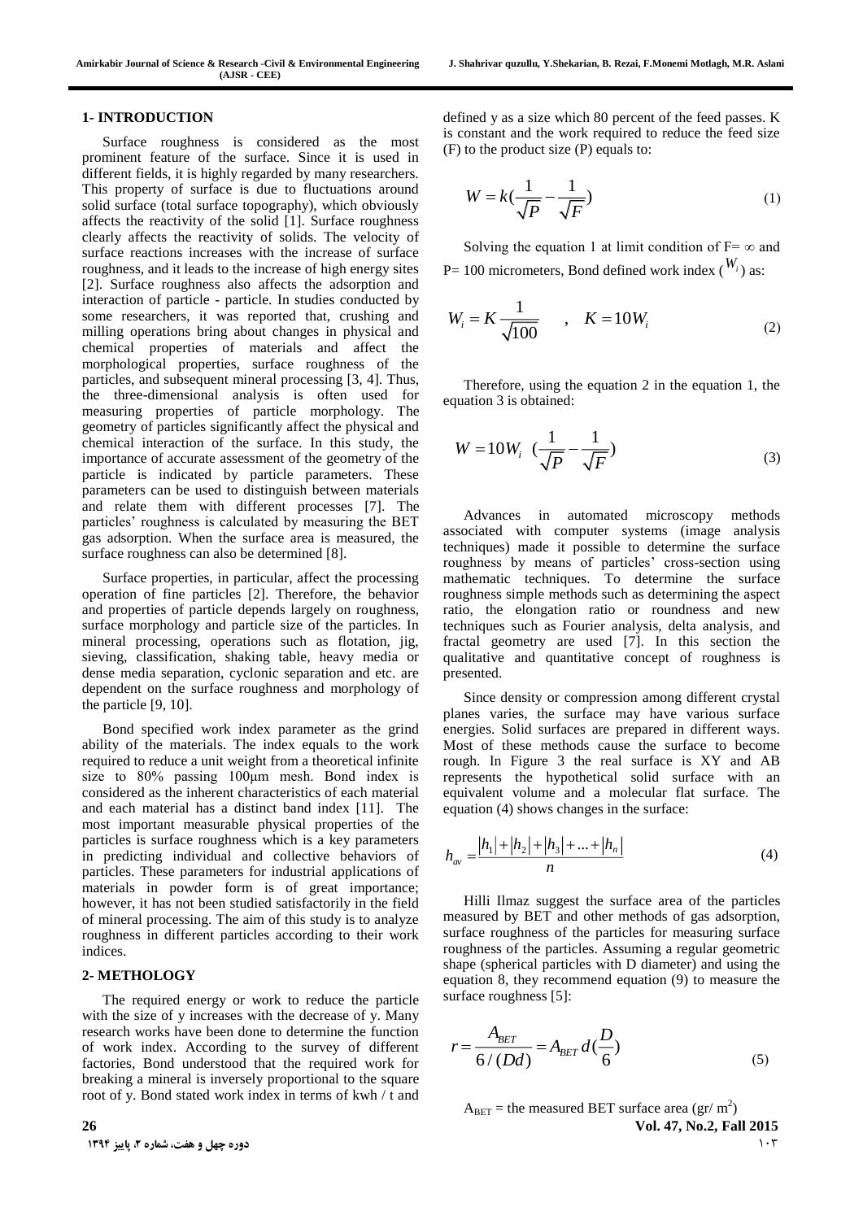## 1- INTRODUCTION

Surface roughness is considered as the most prominent feature of the surface. Since it is used in different fields, it is highly regarded by many researchers. This property of surface is due to fluctuations around solid surface (total surface topography), which obviously affects the reactivity of the solid [1]. Surface roughness clearly affects the reactivity of solids. The velocity of surface reactions increases with the increase of surface roughness, and it leads to the increase of high energy sites [2]. Surface roughness also affects the adsorption and interaction of particle - particle. In studies conducted by some researchers, it was reported that, crushing and milling operations bring about changes in physical and chemical properties of materials and affect the morphological properties, surface roughness of the particles, and subsequent mineral processing [3, 4]. Thus, the three-dimensional analysis is often used for measuring properties of particle morphology. The geometry of particles significantly affect the physical and chemical interaction of the surface. In this study, the importance of accurate assessment of the geometry of the particle is indicated by particle parameters. These parameters can be used to distinguish between materials and relate them with different processes [7]. The particles' roughness is calculated by measuring the BET gas adsorption. When the surface area is measured, the surface roughness can also be determined [8].

Surface properties, in particular, affect the processing operation of fine particles [2]. Therefore, the behavior and properties of particle depends largely on roughness, surface morphology and particle size of the particles. In mineral processing, operations such as flotation, jig, sieving, classification, shaking table, heavy media or dense media separation, cyclonic separation and etc. are dependent on the surface roughness and morphology of the particle [9, 10].

Bond specified work index parameter as the grind ability of the materials. The index equals to the work required to reduce a unit weight from a theoretical infinite size to 80% passing 100μm mesh. Bond index is considered as the inherent characteristics of each material and each material has a distinct band index [11]. The most important measurable physical properties of the particles is surface roughness which is a key parameters in predicting individual and collective behaviors of particles. These parameters for industrial applications of materials in powder form is of great importance; however, it has not been studied satisfactorily in the field of mineral processing. The aim of this study is to analyze roughness in different particles according to their work indices.

## 2- METHOLOGY

The required energy or work to reduce the particle with the size of y increases with the decrease of y. Many research works have been done to determine the function of work index. According to the survey of different factories, Bond understood that the required work for breaking a mineral is inversely proportional to the square root of y. Bond stated work index in terms of kwh / t and defined y as a size which 80 percent of the feed passes. K is constant and the work required to reduce the feed size (F) to the product size (P) equals to:

$$W = k\left(\frac{1}{\sqrt{P}} - \frac{1}{\sqrt{F}}\right) \tag{1}$$

Solving the equation 1 at limit condition of F= ∞ and P= 100 micrometers, Bond defined work index ($W_i$) as:

$$W_i = K\frac{1}{\sqrt{100}} \quad , \quad K = 10W_i \tag{2}$$

Therefore, using the equation 2 in the equation 1, the equation 3 is obtained:

$$W = 10W_i \left(\frac{1}{\sqrt{P}} - \frac{1}{\sqrt{F}}\right) \tag{3}$$

Advances in automated microscopy methods associated with computer systems (image analysis techniques) made it possible to determine the surface roughness by means of particles' cross-section using mathematic techniques. To determine the surface roughness simple methods such as determining the aspect ratio, the elongation ratio or roundness and new techniques such as Fourier analysis, delta analysis, and fractal geometry are used [7]. In this section the qualitative and quantitative concept of roughness is presented.

Since density or compression among different crystal planes varies, the surface may have various surface energies. Solid surfaces are prepared in different ways. Most of these methods cause the surface to become rough. In Figure 3 the real surface is XY and AB represents the hypothetical solid surface with an equivalent volume and a molecular flat surface. The equation (4) shows changes in the surface:

$$h_{av} = \frac{|h_1| + |h_2| + |h_3| + ... + |h_n|}{n} \tag{4}$$

Hilli Ilmaz suggest the surface area of the particles measured by BET and other methods of gas adsorption, surface roughness of the particles for measuring surface roughness of the particles. Assuming a regular geometric shape (spherical particles with D diameter) and using the equation 8, they recommend equation (9) to measure the surface roughness [5]:

$$r = \frac{A_{BET}}{6/(Dd)} = A_{BET}\, d\left(\frac{D}{6}\right) \tag{5}$$

$A_{BET}$ = the measured BET surface area (gr/ m$^2$)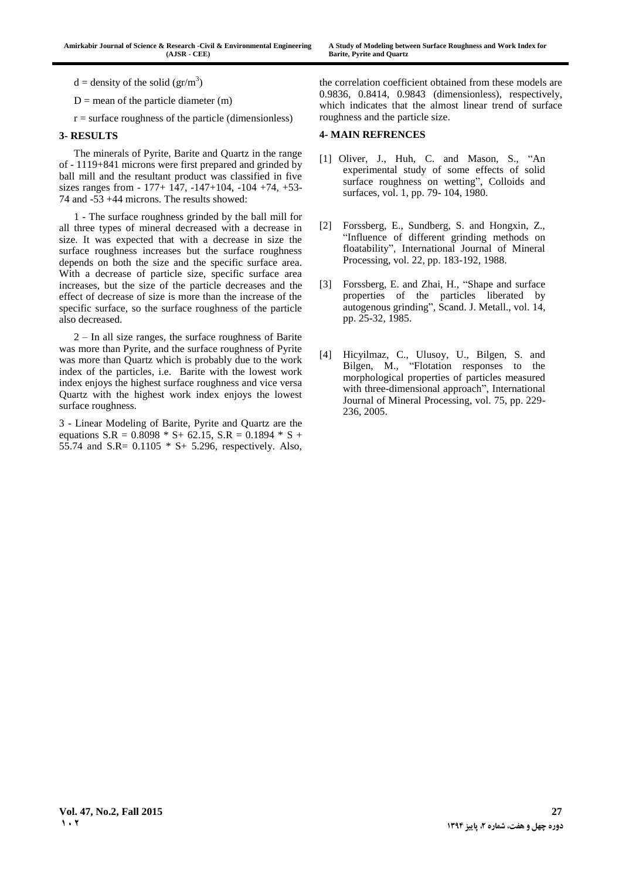$d$ = density of the solid ($gr/m^3$)

$D$ = mean of the particle diameter (m)

$r$ = surface roughness of the particle (dimensionless)

### 3- RESULTS

The minerals of Pyrite, Barite and Quartz in the range of - 1119+841 microns were first prepared and grinded by ball mill and the resultant product was classified in five sizes ranges from - 177+ 147, -147+104, -104 +74, +53-74 and -53 +44 microns. The results showed:

1 - The surface roughness grinded by the ball mill for all three types of mineral decreased with a decrease in size. It was expected that with a decrease in size the surface roughness increases but the surface roughness depends on both the size and the specific surface area. With a decrease of particle size, specific surface area increases, but the size of the particle decreases and the effect of decrease of size is more than the increase of the specific surface, so the surface roughness of the particle also decreased.

2 – In all size ranges, the surface roughness of Barite was more than Pyrite, and the surface roughness of Pyrite was more than Quartz which is probably due to the work index of the particles, i.e. Barite with the lowest work index enjoys the highest surface roughness and vice versa Quartz with the highest work index enjoys the lowest surface roughness.

3 - Linear Modeling of Barite, Pyrite and Quartz are the equations $S.R = 0.8098 * S + 62.15$, $S.R = 0.1894 * S + 55.74$ and $S.R = 0.1105 * S + 5.296$, respectively. Also, the correlation coefficient obtained from these models are 0.9836, 0.8414, 0.9843 (dimensionless), respectively, which indicates that the almost linear trend of surface roughness and the particle size.

### 4- MAIN REFRENCES

[1] Oliver, J., Huh, C. and Mason, S., "An experimental study of some effects of solid surface roughness on wetting", Colloids and surfaces, vol. 1, pp. 79- 104, 1980.

[2] Forssberg, E., Sundberg, S. and Hongxin, Z., "Influence of different grinding methods on floatability", International Journal of Mineral Processing, vol. 22, pp. 183-192, 1988.

[3] Forssberg, E. and Zhai, H., "Shape and surface properties of the particles liberated by autogenous grinding", Scand. J. Metall., vol. 14, pp. 25-32, 1985.

[4] Hicyilmaz, C., Ulusoy, U., Bilgen, S. and Bilgen, M., "Flotation responses to the morphological properties of particles measured with three-dimensional approach", International Journal of Mineral Processing, vol. 75, pp. 229-236, 2005.